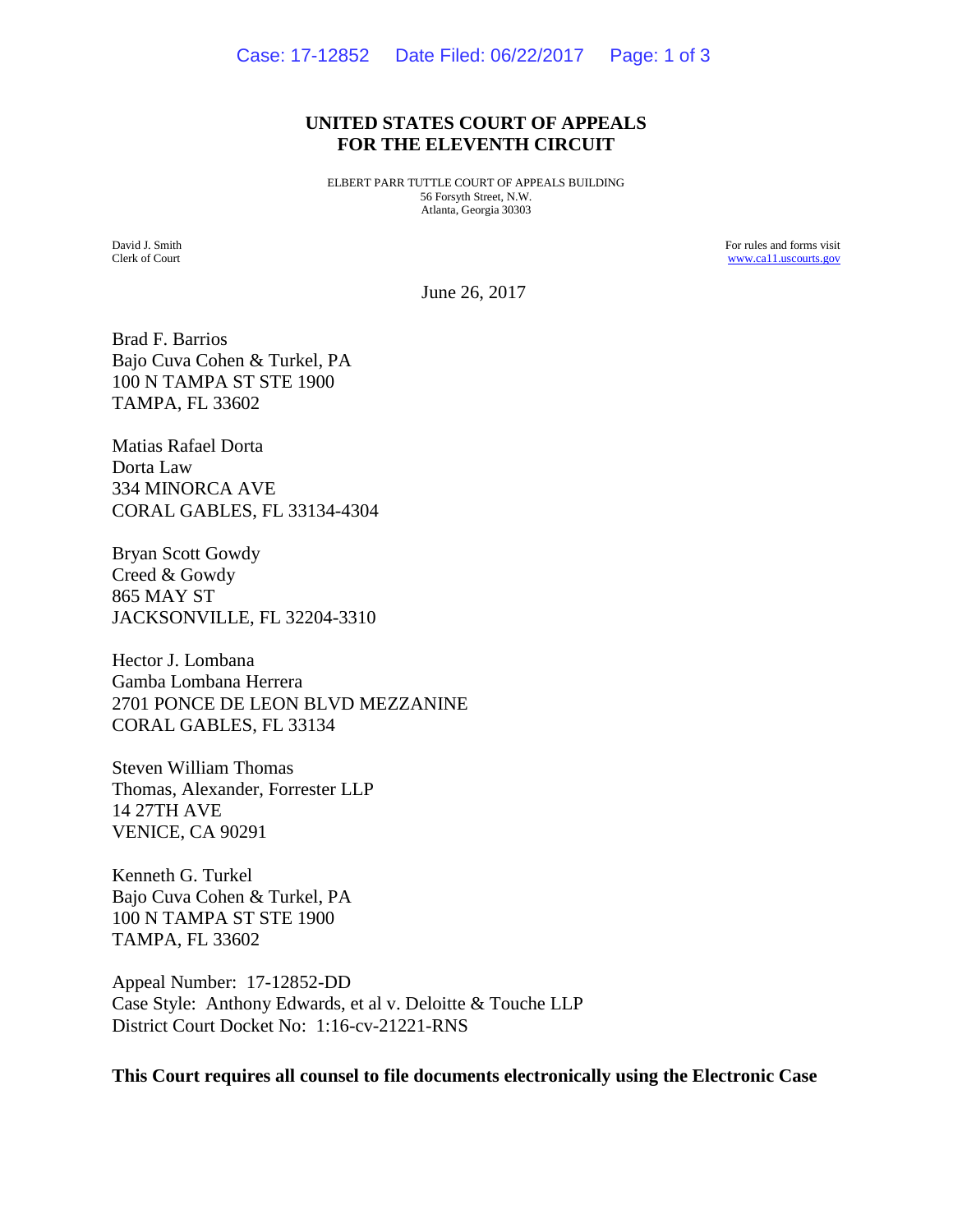**UNITED STATES COURT OF APPEALS**
**FOR THE ELEVENTH CIRCUIT**

ELBERT PARR TUTTLE COURT OF APPEALS BUILDING
56 Forsyth Street, N.W.
Atlanta, Georgia 30303

David J. Smith
Clerk of Court

For rules and forms visit
www.ca11.uscourts.gov

June 26, 2017

Brad F. Barrios
Bajo Cuva Cohen & Turkel, PA
100 N TAMPA ST STE 1900
TAMPA, FL 33602

Matias Rafael Dorta
Dorta Law
334 MINORCA AVE
CORAL GABLES, FL 33134-4304

Bryan Scott Gowdy
Creed & Gowdy
865 MAY ST
JACKSONVILLE, FL 32204-3310

Hector J. Lombana
Gamba Lombana Herrera
2701 PONCE DE LEON BLVD MEZZANINE
CORAL GABLES, FL 33134

Steven William Thomas
Thomas, Alexander, Forrester LLP
14 27TH AVE
VENICE, CA 90291

Kenneth G. Turkel
Bajo Cuva Cohen & Turkel, PA
100 N TAMPA ST STE 1900
TAMPA, FL 33602

Appeal Number: 17-12852-DD
Case Style: Anthony Edwards, et al v. Deloitte & Touche LLP
District Court Docket No: 1:16-cv-21221-RNS

**This Court requires all counsel to file documents electronically using the Electronic Case**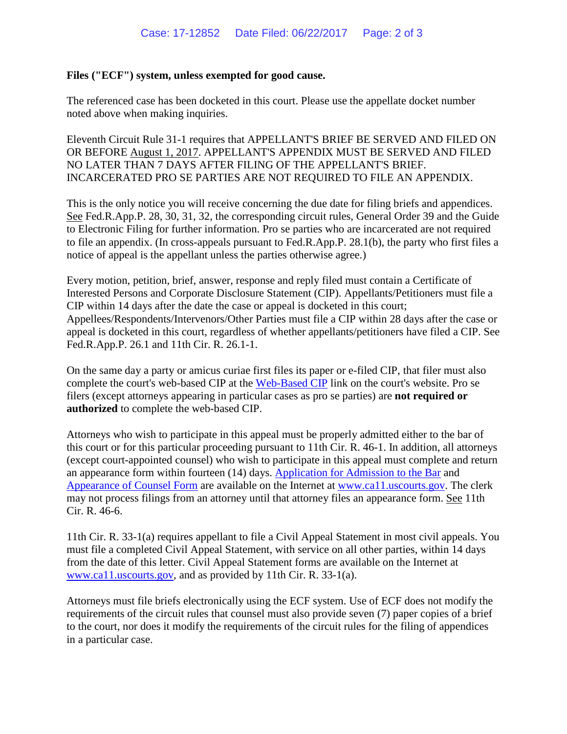**Files ("ECF") system, unless exempted for good cause.**

The referenced case has been docketed in this court. Please use the appellate docket number noted above when making inquiries.

Eleventh Circuit Rule 31-1 requires that APPELLANT'S BRIEF BE SERVED AND FILED ON OR BEFORE August 1, 2017. APPELLANT'S APPENDIX MUST BE SERVED AND FILED NO LATER THAN 7 DAYS AFTER FILING OF THE APPELLANT'S BRIEF. INCARCERATED PRO SE PARTIES ARE NOT REQUIRED TO FILE AN APPENDIX.

This is the only notice you will receive concerning the due date for filing briefs and appendices. See Fed.R.App.P. 28, 30, 31, 32, the corresponding circuit rules, General Order 39 and the Guide to Electronic Filing for further information. Pro se parties who are incarcerated are not required to file an appendix. (In cross-appeals pursuant to Fed.R.App.P. 28.1(b), the party who first files a notice of appeal is the appellant unless the parties otherwise agree.)

Every motion, petition, brief, answer, response and reply filed must contain a Certificate of Interested Persons and Corporate Disclosure Statement (CIP). Appellants/Petitioners must file a CIP within 14 days after the date the case or appeal is docketed in this court; Appellees/Respondents/Intervenors/Other Parties must file a CIP within 28 days after the case or appeal is docketed in this court, regardless of whether appellants/petitioners have filed a CIP. See Fed.R.App.P. 26.1 and 11th Cir. R. 26.1-1.

On the same day a party or amicus curiae first files its paper or e-filed CIP, that filer must also complete the court's web-based CIP at the Web-Based CIP link on the court's website. Pro se filers (except attorneys appearing in particular cases as pro se parties) are **not required or authorized** to complete the web-based CIP.

Attorneys who wish to participate in this appeal must be properly admitted either to the bar of this court or for this particular proceeding pursuant to 11th Cir. R. 46-1. In addition, all attorneys (except court-appointed counsel) who wish to participate in this appeal must complete and return an appearance form within fourteen (14) days. Application for Admission to the Bar and Appearance of Counsel Form are available on the Internet at www.ca11.uscourts.gov. The clerk may not process filings from an attorney until that attorney files an appearance form. See 11th Cir. R. 46-6.

11th Cir. R. 33-1(a) requires appellant to file a Civil Appeal Statement in most civil appeals. You must file a completed Civil Appeal Statement, with service on all other parties, within 14 days from the date of this letter. Civil Appeal Statement forms are available on the Internet at www.ca11.uscourts.gov, and as provided by 11th Cir. R. 33-1(a).

Attorneys must file briefs electronically using the ECF system. Use of ECF does not modify the requirements of the circuit rules that counsel must also provide seven (7) paper copies of a brief to the court, nor does it modify the requirements of the circuit rules for the filing of appendices in a particular case.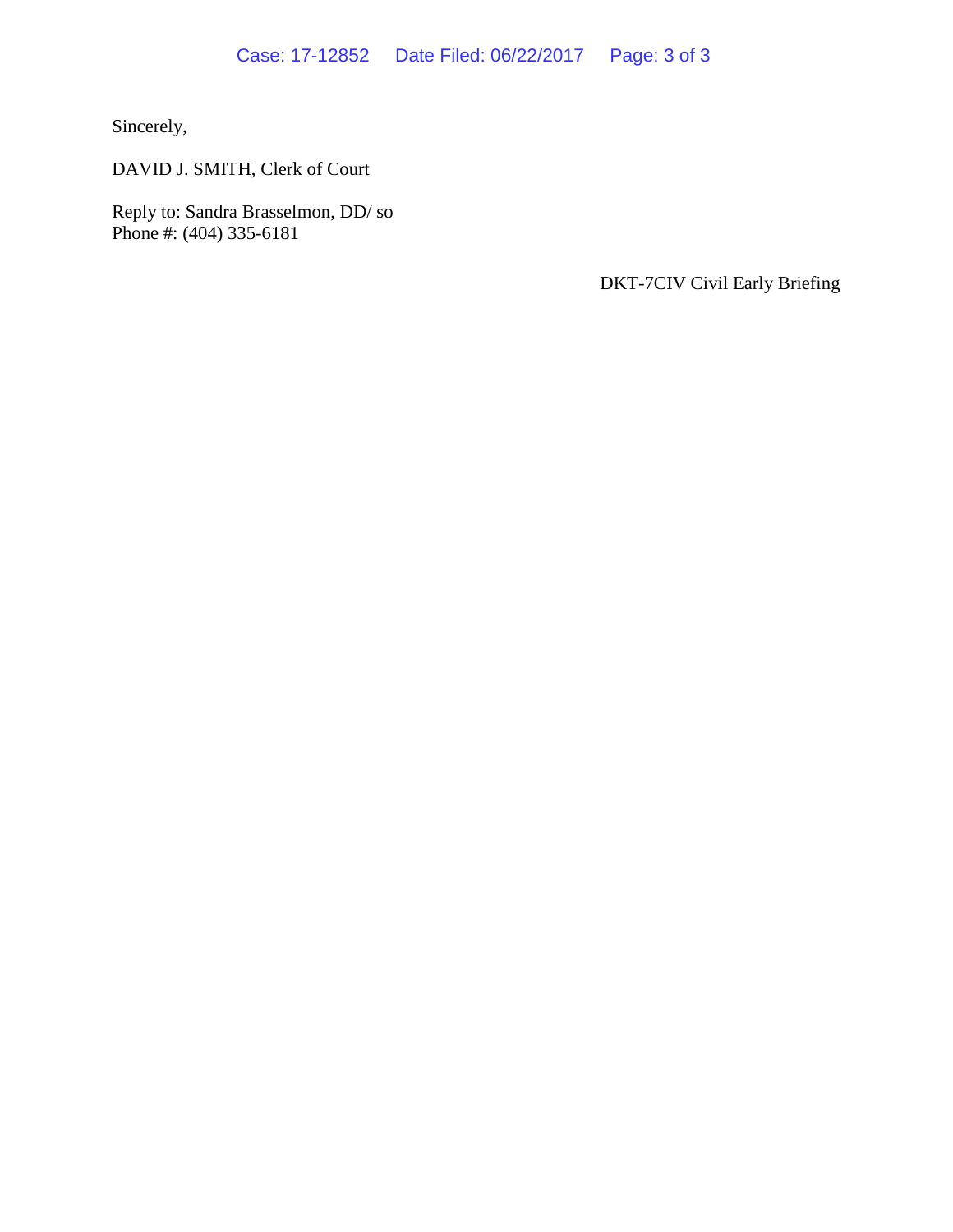Sincerely,

DAVID J. SMITH, Clerk of Court

Reply to: Sandra Brasselmon, DD/ so
Phone #: (404) 335-6181

DKT-7CIV Civil Early Briefing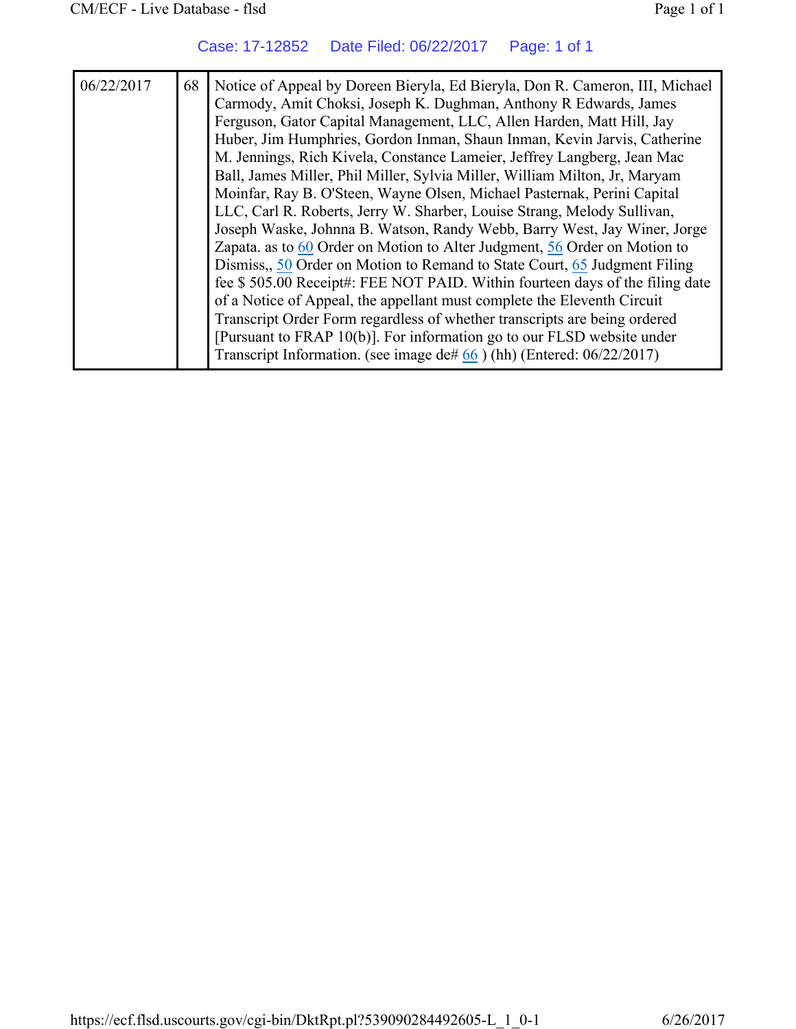Case: 17-12852 Date Filed: 06/22/2017 Page: 1 of 1

| 06/22/2017 | 68 | Notice of Appeal by Doreen Bieryla, Ed Bieryla, Don R. Cameron, III, Michael Carmody, Amit Choksi, Joseph K. Dughman, Anthony R Edwards, James Ferguson, Gator Capital Management, LLC, Allen Harden, Matt Hill, Jay Huber, Jim Humphries, Gordon Inman, Shaun Inman, Kevin Jarvis, Catherine M. Jennings, Rich Kivela, Constance Lameier, Jeffrey Langberg, Jean Mac Ball, James Miller, Phil Miller, Sylvia Miller, William Milton, Jr, Maryam Moinfar, Ray B. O'Steen, Wayne Olsen, Michael Pasternak, Perini Capital LLC, Carl R. Roberts, Jerry W. Sharber, Louise Strang, Melody Sullivan, Joseph Waske, Johnna B. Watson, Randy Webb, Barry West, Jay Winer, Jorge Zapata. as to 60 Order on Motion to Alter Judgment, 56 Order on Motion to Dismiss,, 50 Order on Motion to Remand to State Court, 65 Judgment Filing fee $ 505.00 Receipt#: FEE NOT PAID. Within fourteen days of the filing date of a Notice of Appeal, the appellant must complete the Eleventh Circuit Transcript Order Form regardless of whether transcripts are being ordered [Pursuant to FRAP 10(b)]. For information go to our FLSD website under Transcript Information. (see image de# 66 ) (hh) (Entered: 06/22/2017) |
|---|---|---|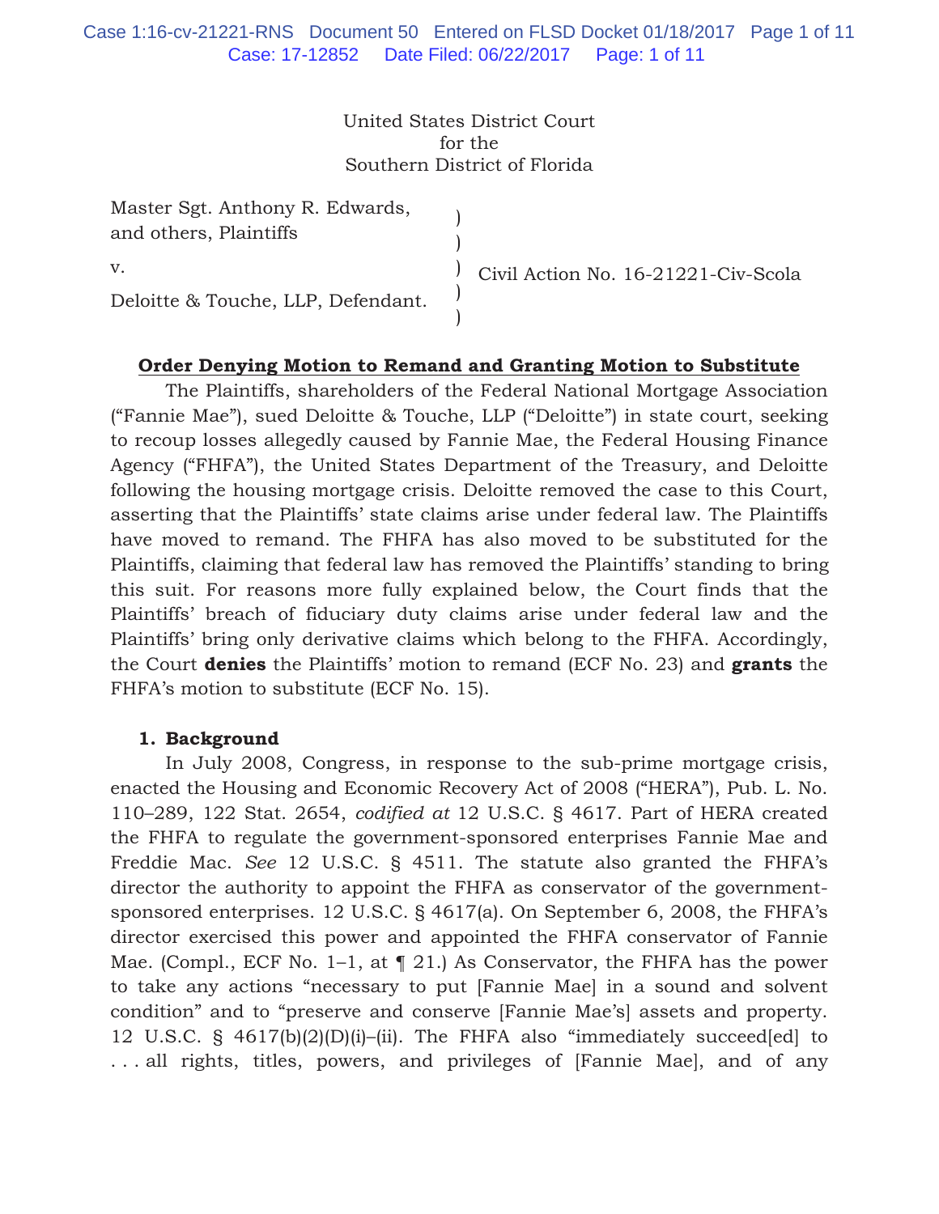United States District Court
for the
Southern District of Florida

| | | |
|---|---|---|
| Master Sgt. Anthony R. Edwards, and others, Plaintiffs | ) | |
| v. | ) | Civil Action No. 16-21221-Civ-Scola |
| Deloitte & Touche, LLP, Defendant. | ) | |

**Order Denying Motion to Remand and Granting Motion to Substitute**

The Plaintiffs, shareholders of the Federal National Mortgage Association ("Fannie Mae"), sued Deloitte & Touche, LLP ("Deloitte") in state court, seeking to recoup losses allegedly caused by Fannie Mae, the Federal Housing Finance Agency ("FHFA"), the United States Department of the Treasury, and Deloitte following the housing mortgage crisis. Deloitte removed the case to this Court, asserting that the Plaintiffs' state claims arise under federal law. The Plaintiffs have moved to remand. The FHFA has also moved to be substituted for the Plaintiffs, claiming that federal law has removed the Plaintiffs' standing to bring this suit. For reasons more fully explained below, the Court finds that the Plaintiffs' breach of fiduciary duty claims arise under federal law and the Plaintiffs' bring only derivative claims which belong to the FHFA. Accordingly, the Court **denies** the Plaintiffs' motion to remand (ECF No. 23) and **grants** the FHFA's motion to substitute (ECF No. 15).

**1. Background**

In July 2008, Congress, in response to the sub-prime mortgage crisis, enacted the Housing and Economic Recovery Act of 2008 ("HERA"), Pub. L. No. 110–289, 122 Stat. 2654, *codified at* 12 U.S.C. § 4617. Part of HERA created the FHFA to regulate the government-sponsored enterprises Fannie Mae and Freddie Mac. *See* 12 U.S.C. § 4511. The statute also granted the FHFA's director the authority to appoint the FHFA as conservator of the government-sponsored enterprises. 12 U.S.C. § 4617(a). On September 6, 2008, the FHFA's director exercised this power and appointed the FHFA conservator of Fannie Mae. (Compl., ECF No. 1–1, at ¶ 21.) As Conservator, the FHFA has the power to take any actions "necessary to put [Fannie Mae] in a sound and solvent condition" and to "preserve and conserve [Fannie Mae's] assets and property. 12 U.S.C. § 4617(b)(2)(D)(i)–(ii). The FHFA also "immediately succeed[ed] to . . . all rights, titles, powers, and privileges of [Fannie Mae], and of any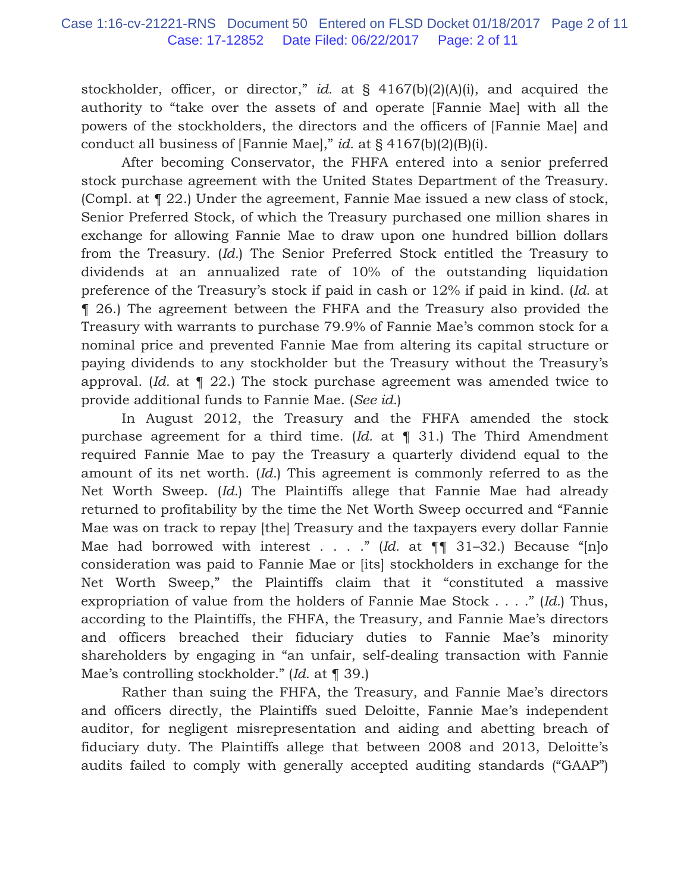stockholder, officer, or director," *id.* at § 4167(b)(2)(A)(i), and acquired the authority to "take over the assets of and operate [Fannie Mae] with all the powers of the stockholders, the directors and the officers of [Fannie Mae] and conduct all business of [Fannie Mae]," *id.* at § 4167(b)(2)(B)(i).

After becoming Conservator, the FHFA entered into a senior preferred stock purchase agreement with the United States Department of the Treasury. (Compl. at ¶ 22.) Under the agreement, Fannie Mae issued a new class of stock, Senior Preferred Stock, of which the Treasury purchased one million shares in exchange for allowing Fannie Mae to draw upon one hundred billion dollars from the Treasury. (*Id.*) The Senior Preferred Stock entitled the Treasury to dividends at an annualized rate of 10% of the outstanding liquidation preference of the Treasury's stock if paid in cash or 12% if paid in kind. (*Id.* at ¶ 26.) The agreement between the FHFA and the Treasury also provided the Treasury with warrants to purchase 79.9% of Fannie Mae's common stock for a nominal price and prevented Fannie Mae from altering its capital structure or paying dividends to any stockholder but the Treasury without the Treasury's approval. (*Id.* at ¶ 22.) The stock purchase agreement was amended twice to provide additional funds to Fannie Mae. (*See id.*)

In August 2012, the Treasury and the FHFA amended the stock purchase agreement for a third time. (*Id.* at ¶ 31.) The Third Amendment required Fannie Mae to pay the Treasury a quarterly dividend equal to the amount of its net worth. (*Id.*) This agreement is commonly referred to as the Net Worth Sweep. (*Id.*) The Plaintiffs allege that Fannie Mae had already returned to profitability by the time the Net Worth Sweep occurred and "Fannie Mae was on track to repay [the] Treasury and the taxpayers every dollar Fannie Mae had borrowed with interest . . . ." (*Id.* at ¶¶ 31–32.) Because "[n]o consideration was paid to Fannie Mae or [its] stockholders in exchange for the Net Worth Sweep," the Plaintiffs claim that it "constituted a massive expropriation of value from the holders of Fannie Mae Stock . . . ." (*Id.*) Thus, according to the Plaintiffs, the FHFA, the Treasury, and Fannie Mae's directors and officers breached their fiduciary duties to Fannie Mae's minority shareholders by engaging in "an unfair, self-dealing transaction with Fannie Mae's controlling stockholder." (*Id.* at ¶ 39.)

Rather than suing the FHFA, the Treasury, and Fannie Mae's directors and officers directly, the Plaintiffs sued Deloitte, Fannie Mae's independent auditor, for negligent misrepresentation and aiding and abetting breach of fiduciary duty. The Plaintiffs allege that between 2008 and 2013, Deloitte's audits failed to comply with generally accepted auditing standards ("GAAP")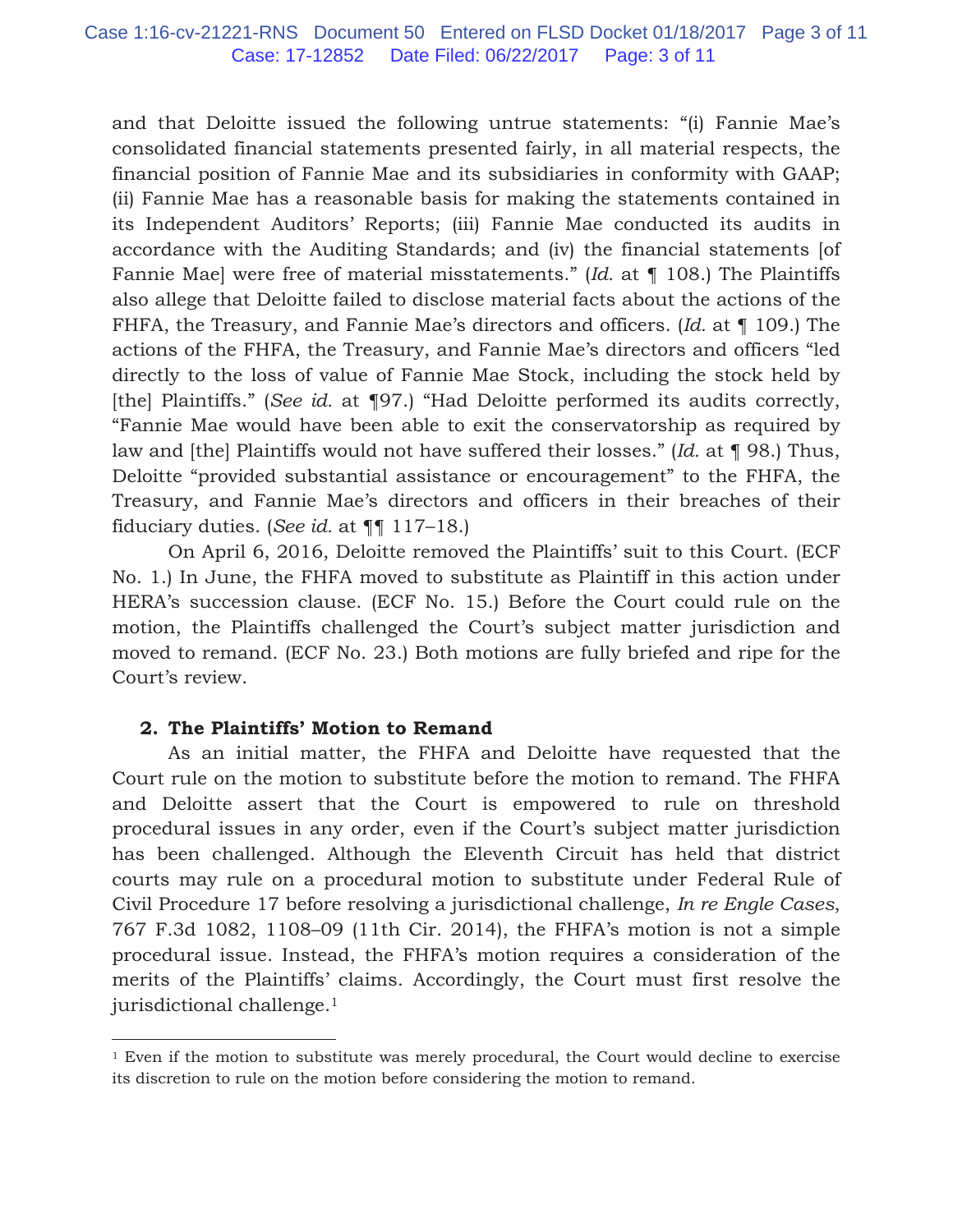and that Deloitte issued the following untrue statements: "(i) Fannie Mae's consolidated financial statements presented fairly, in all material respects, the financial position of Fannie Mae and its subsidiaries in conformity with GAAP; (ii) Fannie Mae has a reasonable basis for making the statements contained in its Independent Auditors' Reports; (iii) Fannie Mae conducted its audits in accordance with the Auditing Standards; and (iv) the financial statements [of Fannie Mae] were free of material misstatements." (*Id.* at ¶ 108.) The Plaintiffs also allege that Deloitte failed to disclose material facts about the actions of the FHFA, the Treasury, and Fannie Mae's directors and officers. (*Id.* at ¶ 109.) The actions of the FHFA, the Treasury, and Fannie Mae's directors and officers "led directly to the loss of value of Fannie Mae Stock, including the stock held by [the] Plaintiffs." (*See id.* at ¶97.) "Had Deloitte performed its audits correctly, "Fannie Mae would have been able to exit the conservatorship as required by law and [the] Plaintiffs would not have suffered their losses." (*Id.* at ¶ 98.) Thus, Deloitte "provided substantial assistance or encouragement" to the FHFA, the Treasury, and Fannie Mae's directors and officers in their breaches of their fiduciary duties. (*See id.* at ¶¶ 117–18.)

On April 6, 2016, Deloitte removed the Plaintiffs' suit to this Court. (ECF No. 1.) In June, the FHFA moved to substitute as Plaintiff in this action under HERA's succession clause. (ECF No. 15.) Before the Court could rule on the motion, the Plaintiffs challenged the Court's subject matter jurisdiction and moved to remand. (ECF No. 23.) Both motions are fully briefed and ripe for the Court's review.

### 2. The Plaintiffs' Motion to Remand

As an initial matter, the FHFA and Deloitte have requested that the Court rule on the motion to substitute before the motion to remand. The FHFA and Deloitte assert that the Court is empowered to rule on threshold procedural issues in any order, even if the Court's subject matter jurisdiction has been challenged. Although the Eleventh Circuit has held that district courts may rule on a procedural motion to substitute under Federal Rule of Civil Procedure 17 before resolving a jurisdictional challenge, *In re Engle Cases*, 767 F.3d 1082, 1108–09 (11th Cir. 2014), the FHFA's motion is not a simple procedural issue. Instead, the FHFA's motion requires a consideration of the merits of the Plaintiffs' claims. Accordingly, the Court must first resolve the jurisdictional challenge.[1]

---

[1] Even if the motion to substitute was merely procedural, the Court would decline to exercise its discretion to rule on the motion before considering the motion to remand.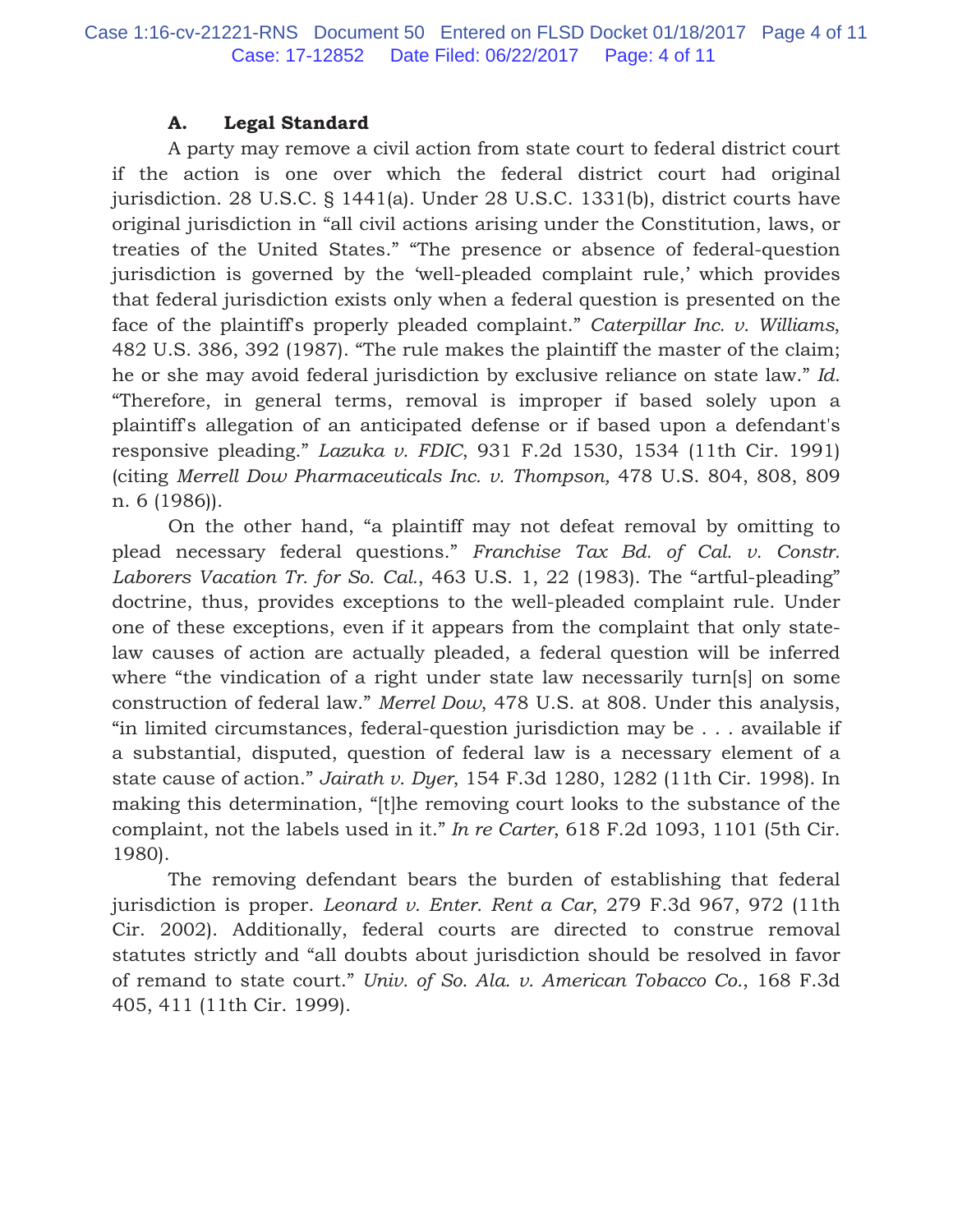### A. Legal Standard

A party may remove a civil action from state court to federal district court if the action is one over which the federal district court had original jurisdiction. 28 U.S.C. § 1441(a). Under 28 U.S.C. 1331(b), district courts have original jurisdiction in "all civil actions arising under the Constitution, laws, or treaties of the United States." "The presence or absence of federal-question jurisdiction is governed by the 'well-pleaded complaint rule,' which provides that federal jurisdiction exists only when a federal question is presented on the face of the plaintiff's properly pleaded complaint." *Caterpillar Inc. v. Williams*, 482 U.S. 386, 392 (1987). "The rule makes the plaintiff the master of the claim; he or she may avoid federal jurisdiction by exclusive reliance on state law." *Id.* "Therefore, in general terms, removal is improper if based solely upon a plaintiff's allegation of an anticipated defense or if based upon a defendant's responsive pleading." *Lazuka v. FDIC*, 931 F.2d 1530, 1534 (11th Cir. 1991) (citing *Merrell Dow Pharmaceuticals Inc. v. Thompson,* 478 U.S. 804, 808, 809 n. 6 (1986)).

On the other hand, "a plaintiff may not defeat removal by omitting to plead necessary federal questions." *Franchise Tax Bd. of Cal. v. Constr. Laborers Vacation Tr. for So. Cal.*, 463 U.S. 1, 22 (1983). The "artful-pleading" doctrine, thus, provides exceptions to the well-pleaded complaint rule. Under one of these exceptions, even if it appears from the complaint that only state-law causes of action are actually pleaded, a federal question will be inferred where "the vindication of a right under state law necessarily turn[s] on some construction of federal law." *Merrel Dow*, 478 U.S. at 808. Under this analysis, "in limited circumstances, federal-question jurisdiction may be . . . available if a substantial, disputed, question of federal law is a necessary element of a state cause of action." *Jairath v. Dyer*, 154 F.3d 1280, 1282 (11th Cir. 1998). In making this determination, "[t]he removing court looks to the substance of the complaint, not the labels used in it." *In re Carter*, 618 F.2d 1093, 1101 (5th Cir. 1980).

The removing defendant bears the burden of establishing that federal jurisdiction is proper. *Leonard v. Enter. Rent a Car*, 279 F.3d 967, 972 (11th Cir. 2002). Additionally, federal courts are directed to construe removal statutes strictly and "all doubts about jurisdiction should be resolved in favor of remand to state court." *Univ. of So. Ala. v. American Tobacco Co.*, 168 F.3d 405, 411 (11th Cir. 1999).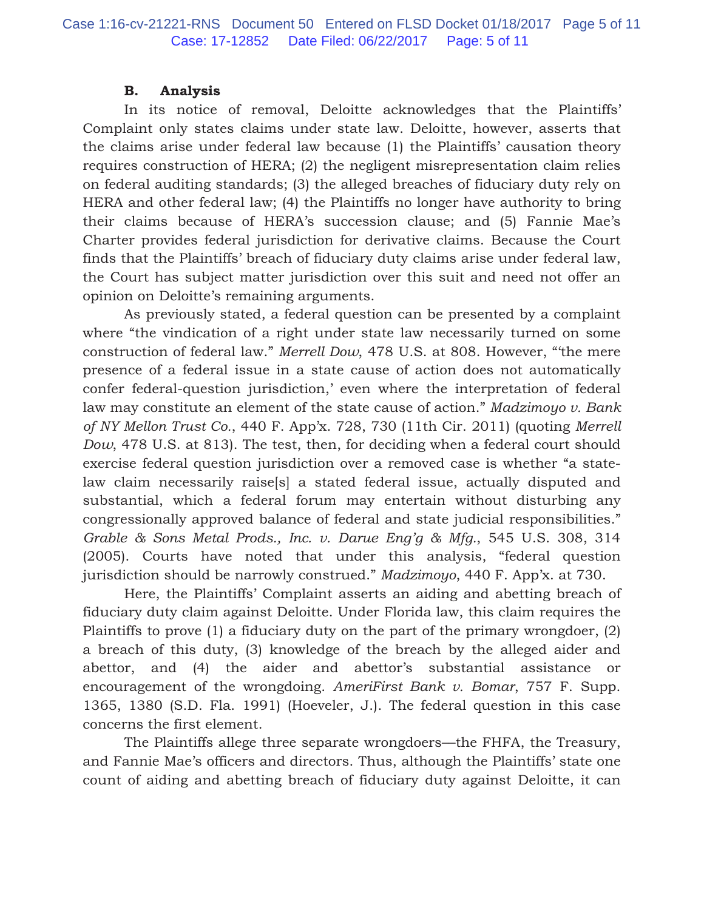### B. Analysis

In its notice of removal, Deloitte acknowledges that the Plaintiffs' Complaint only states claims under state law. Deloitte, however, asserts that the claims arise under federal law because (1) the Plaintiffs' causation theory requires construction of HERA; (2) the negligent misrepresentation claim relies on federal auditing standards; (3) the alleged breaches of fiduciary duty rely on HERA and other federal law; (4) the Plaintiffs no longer have authority to bring their claims because of HERA's succession clause; and (5) Fannie Mae's Charter provides federal jurisdiction for derivative claims. Because the Court finds that the Plaintiffs' breach of fiduciary duty claims arise under federal law, the Court has subject matter jurisdiction over this suit and need not offer an opinion on Deloitte's remaining arguments.

As previously stated, a federal question can be presented by a complaint where "the vindication of a right under state law necessarily turned on some construction of federal law." *Merrell Dow*, 478 U.S. at 808. However, "'the mere presence of a federal issue in a state cause of action does not automatically confer federal-question jurisdiction,' even where the interpretation of federal law may constitute an element of the state cause of action." *Madzimoyo v. Bank of NY Mellon Trust Co.*, 440 F. App'x. 728, 730 (11th Cir. 2011) (quoting *Merrell Dow*, 478 U.S. at 813). The test, then, for deciding when a federal court should exercise federal question jurisdiction over a removed case is whether "a state-law claim necessarily raise[s] a stated federal issue, actually disputed and substantial, which a federal forum may entertain without disturbing any congressionally approved balance of federal and state judicial responsibilities." *Grable & Sons Metal Prods., Inc. v. Darue Eng'g & Mfg.*, 545 U.S. 308, 314 (2005). Courts have noted that under this analysis, "federal question jurisdiction should be narrowly construed." *Madzimoyo*, 440 F. App'x. at 730.

Here, the Plaintiffs' Complaint asserts an aiding and abetting breach of fiduciary duty claim against Deloitte. Under Florida law, this claim requires the Plaintiffs to prove (1) a fiduciary duty on the part of the primary wrongdoer, (2) a breach of this duty, (3) knowledge of the breach by the alleged aider and abettor, and (4) the aider and abettor's substantial assistance or encouragement of the wrongdoing. *AmeriFirst Bank v. Bomar*, 757 F. Supp. 1365, 1380 (S.D. Fla. 1991) (Hoeveler, J.). The federal question in this case concerns the first element.

The Plaintiffs allege three separate wrongdoers—the FHFA, the Treasury, and Fannie Mae's officers and directors. Thus, although the Plaintiffs' state one count of aiding and abetting breach of fiduciary duty against Deloitte, it can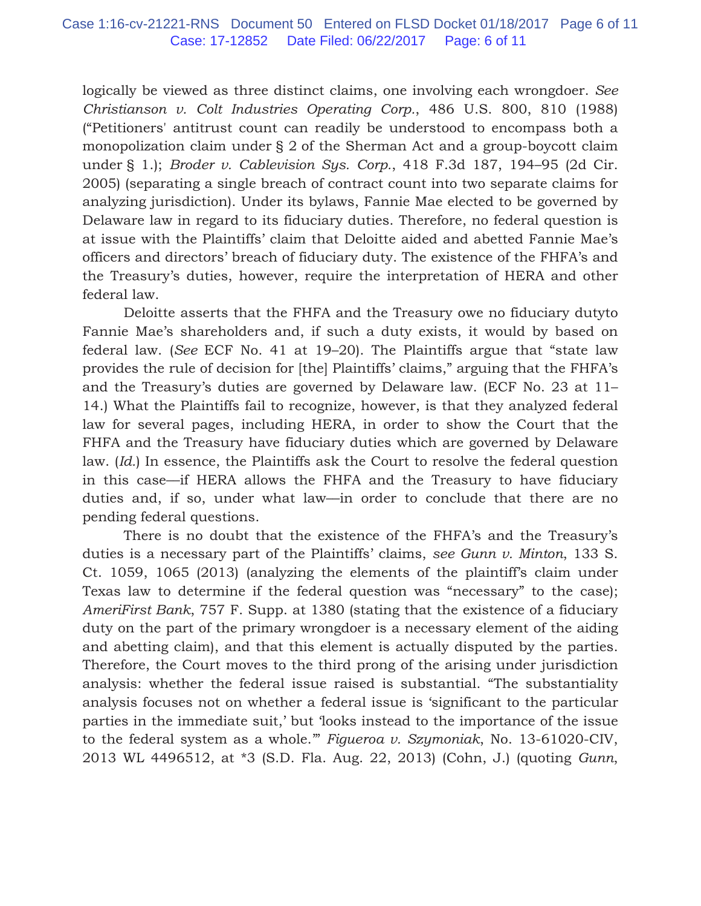logically be viewed as three distinct claims, one involving each wrongdoer. *See Christianson v. Colt Industries Operating Corp.*, 486 U.S. 800, 810 (1988) ("Petitioners' antitrust count can readily be understood to encompass both a monopolization claim under § 2 of the Sherman Act and a group-boycott claim under § 1.); *Broder v. Cablevision Sys. Corp.*, 418 F.3d 187, 194–95 (2d Cir. 2005) (separating a single breach of contract count into two separate claims for analyzing jurisdiction). Under its bylaws, Fannie Mae elected to be governed by Delaware law in regard to its fiduciary duties. Therefore, no federal question is at issue with the Plaintiffs' claim that Deloitte aided and abetted Fannie Mae's officers and directors' breach of fiduciary duty. The existence of the FHFA's and the Treasury's duties, however, require the interpretation of HERA and other federal law.

Deloitte asserts that the FHFA and the Treasury owe no fiduciary dutyto Fannie Mae's shareholders and, if such a duty exists, it would by based on federal law. (*See* ECF No. 41 at 19–20). The Plaintiffs argue that "state law provides the rule of decision for [the] Plaintiffs' claims," arguing that the FHFA's and the Treasury's duties are governed by Delaware law. (ECF No. 23 at 11–14.) What the Plaintiffs fail to recognize, however, is that they analyzed federal law for several pages, including HERA, in order to show the Court that the FHFA and the Treasury have fiduciary duties which are governed by Delaware law. (*Id.*) In essence, the Plaintiffs ask the Court to resolve the federal question in this case—if HERA allows the FHFA and the Treasury to have fiduciary duties and, if so, under what law—in order to conclude that there are no pending federal questions.

There is no doubt that the existence of the FHFA's and the Treasury's duties is a necessary part of the Plaintiffs' claims, *see Gunn v. Minton*, 133 S. Ct. 1059, 1065 (2013) (analyzing the elements of the plaintiff's claim under Texas law to determine if the federal question was "necessary" to the case); *AmeriFirst Bank*, 757 F. Supp. at 1380 (stating that the existence of a fiduciary duty on the part of the primary wrongdoer is a necessary element of the aiding and abetting claim), and that this element is actually disputed by the parties. Therefore, the Court moves to the third prong of the arising under jurisdiction analysis: whether the federal issue raised is substantial. "The substantiality analysis focuses not on whether a federal issue is 'significant to the particular parties in the immediate suit,' but 'looks instead to the importance of the issue to the federal system as a whole.'" *Figueroa v. Szymoniak*, No. 13-61020-CIV, 2013 WL 4496512, at *3 (S.D. Fla. Aug. 22, 2013) (Cohn, J.) (quoting *Gunn*,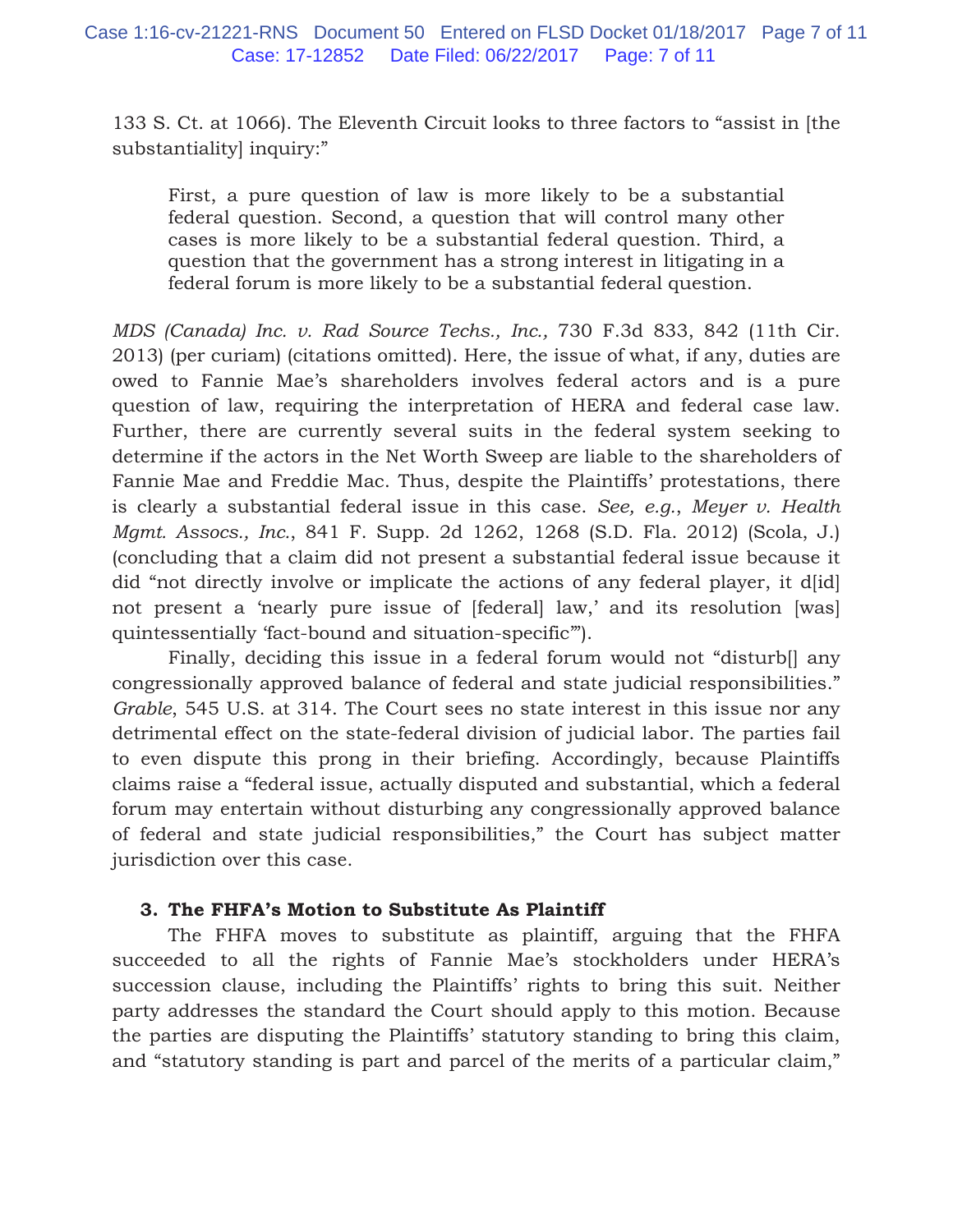133 S. Ct. at 1066). The Eleventh Circuit looks to three factors to "assist in [the substantiality] inquiry:"

> First, a pure question of law is more likely to be a substantial federal question. Second, a question that will control many other cases is more likely to be a substantial federal question. Third, a question that the government has a strong interest in litigating in a federal forum is more likely to be a substantial federal question.

*MDS (Canada) Inc. v. Rad Source Techs., Inc.,* 730 F.3d 833, 842 (11th Cir. 2013) (per curiam) (citations omitted). Here, the issue of what, if any, duties are owed to Fannie Mae's shareholders involves federal actors and is a pure question of law, requiring the interpretation of HERA and federal case law. Further, there are currently several suits in the federal system seeking to determine if the actors in the Net Worth Sweep are liable to the shareholders of Fannie Mae and Freddie Mac. Thus, despite the Plaintiffs' protestations, there is clearly a substantial federal issue in this case. *See, e.g.*, *Meyer v. Health Mgmt. Assocs., Inc.*, 841 F. Supp. 2d 1262, 1268 (S.D. Fla. 2012) (Scola, J.) (concluding that a claim did not present a substantial federal issue because it did "not directly involve or implicate the actions of any federal player, it d[id] not present a 'nearly pure issue of [federal] law,' and its resolution [was] quintessentially 'fact-bound and situation-specific'").

Finally, deciding this issue in a federal forum would not "disturb[] any congressionally approved balance of federal and state judicial responsibilities." *Grable*, 545 U.S. at 314. The Court sees no state interest in this issue nor any detrimental effect on the state-federal division of judicial labor. The parties fail to even dispute this prong in their briefing. Accordingly, because Plaintiffs claims raise a "federal issue, actually disputed and substantial, which a federal forum may entertain without disturbing any congressionally approved balance of federal and state judicial responsibilities," the Court has subject matter jurisdiction over this case.

### 3. The FHFA's Motion to Substitute As Plaintiff

The FHFA moves to substitute as plaintiff, arguing that the FHFA succeeded to all the rights of Fannie Mae's stockholders under HERA's succession clause, including the Plaintiffs' rights to bring this suit. Neither party addresses the standard the Court should apply to this motion. Because the parties are disputing the Plaintiffs' statutory standing to bring this claim, and "statutory standing is part and parcel of the merits of a particular claim,"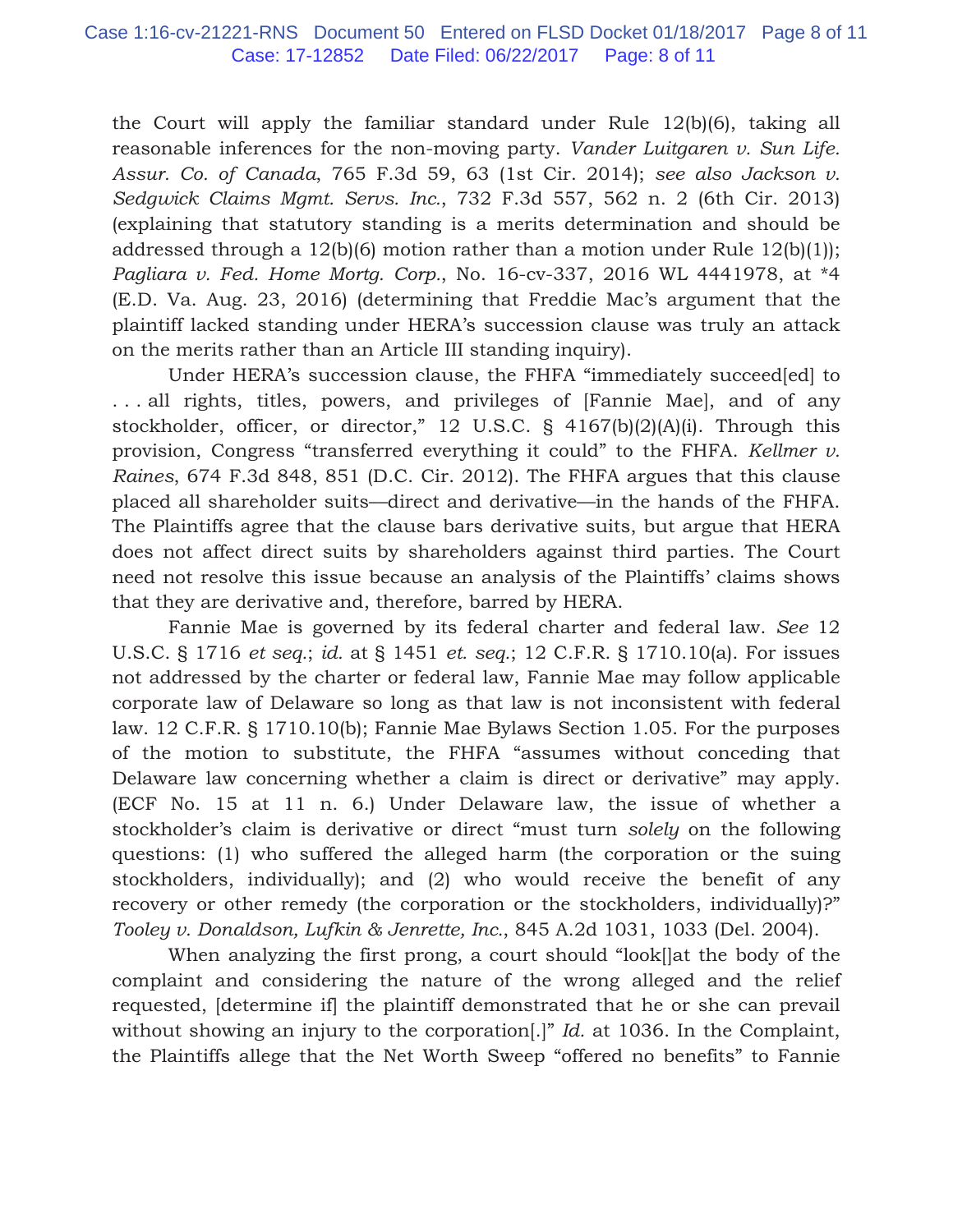the Court will apply the familiar standard under Rule 12(b)(6), taking all reasonable inferences for the non-moving party. *Vander Luitgaren v. Sun Life. Assur. Co. of Canada*, 765 F.3d 59, 63 (1st Cir. 2014); *see also Jackson v. Sedgwick Claims Mgmt. Servs. Inc.*, 732 F.3d 557, 562 n. 2 (6th Cir. 2013) (explaining that statutory standing is a merits determination and should be addressed through a 12(b)(6) motion rather than a motion under Rule 12(b)(1)); *Pagliara v. Fed. Home Mortg. Corp.*, No. 16-cv-337, 2016 WL 4441978, at *4 (E.D. Va. Aug. 23, 2016) (determining that Freddie Mac's argument that the plaintiff lacked standing under HERA's succession clause was truly an attack on the merits rather than an Article III standing inquiry).

Under HERA's succession clause, the FHFA "immediately succeed[ed] to . . . all rights, titles, powers, and privileges of [Fannie Mae], and of any stockholder, officer, or director," 12 U.S.C. § 4167(b)(2)(A)(i). Through this provision, Congress "transferred everything it could" to the FHFA. *Kellmer v. Raines*, 674 F.3d 848, 851 (D.C. Cir. 2012). The FHFA argues that this clause placed all shareholder suits—direct and derivative—in the hands of the FHFA. The Plaintiffs agree that the clause bars derivative suits, but argue that HERA does not affect direct suits by shareholders against third parties. The Court need not resolve this issue because an analysis of the Plaintiffs' claims shows that they are derivative and, therefore, barred by HERA.

Fannie Mae is governed by its federal charter and federal law. *See* 12 U.S.C. § 1716 *et seq.*; *id.* at § 1451 *et. seq.*; 12 C.F.R. § 1710.10(a). For issues not addressed by the charter or federal law, Fannie Mae may follow applicable corporate law of Delaware so long as that law is not inconsistent with federal law. 12 C.F.R. § 1710.10(b); Fannie Mae Bylaws Section 1.05. For the purposes of the motion to substitute, the FHFA "assumes without conceding that Delaware law concerning whether a claim is direct or derivative" may apply. (ECF No. 15 at 11 n. 6.) Under Delaware law, the issue of whether a stockholder's claim is derivative or direct "must turn *solely* on the following questions: (1) who suffered the alleged harm (the corporation or the suing stockholders, individually); and (2) who would receive the benefit of any recovery or other remedy (the corporation or the stockholders, individually)?" *Tooley v. Donaldson, Lufkin & Jenrette, Inc.*, 845 A.2d 1031, 1033 (Del. 2004).

When analyzing the first prong, a court should "look[]at the body of the complaint and considering the nature of the wrong alleged and the relief requested, [determine if] the plaintiff demonstrated that he or she can prevail without showing an injury to the corporation[.]" *Id.* at 1036. In the Complaint, the Plaintiffs allege that the Net Worth Sweep "offered no benefits" to Fannie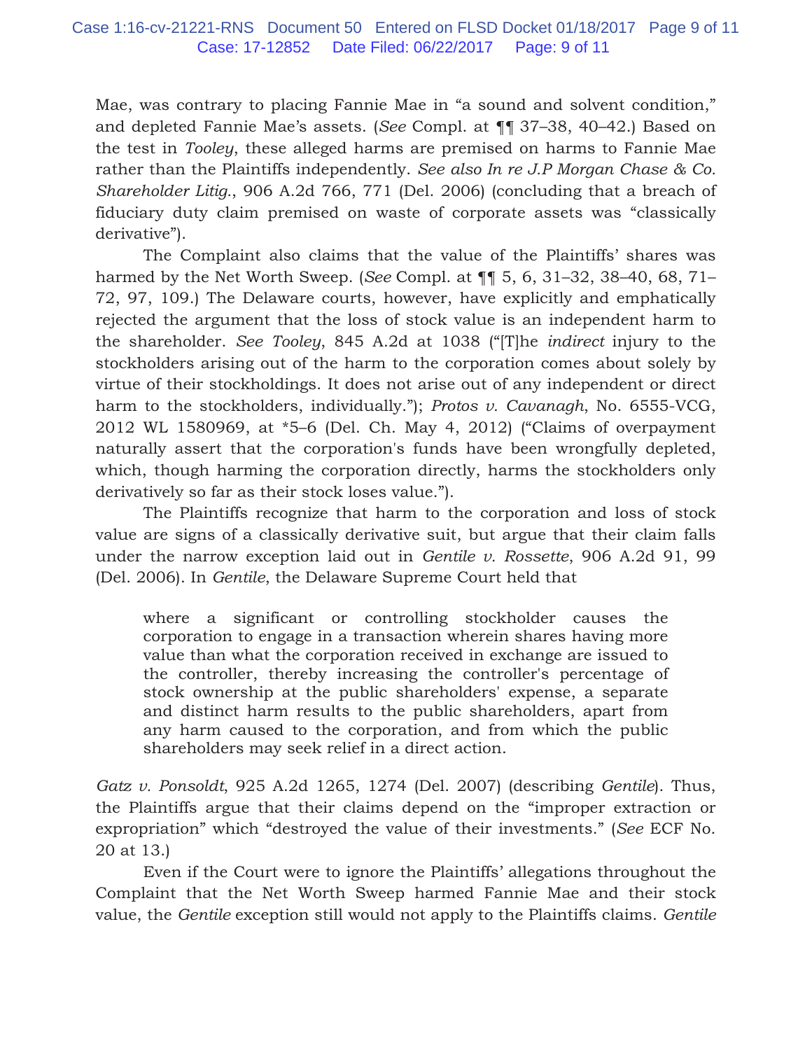Mae, was contrary to placing Fannie Mae in "a sound and solvent condition," and depleted Fannie Mae's assets. (*See* Compl. at ¶¶ 37–38, 40–42.) Based on the test in *Tooley*, these alleged harms are premised on harms to Fannie Mae rather than the Plaintiffs independently. *See also In re J.P Morgan Chase & Co. Shareholder Litig.*, 906 A.2d 766, 771 (Del. 2006) (concluding that a breach of fiduciary duty claim premised on waste of corporate assets was "classically derivative").

The Complaint also claims that the value of the Plaintiffs' shares was harmed by the Net Worth Sweep. (*See* Compl. at ¶¶ 5, 6, 31–32, 38–40, 68, 71–72, 97, 109.) The Delaware courts, however, have explicitly and emphatically rejected the argument that the loss of stock value is an independent harm to the shareholder. *See Tooley*, 845 A.2d at 1038 ("[T]he *indirect* injury to the stockholders arising out of the harm to the corporation comes about solely by virtue of their stockholdings. It does not arise out of any independent or direct harm to the stockholders, individually."); *Protos v. Cavanagh*, No. 6555-VCG, 2012 WL 1580969, at *5–6 (Del. Ch. May 4, 2012) ("Claims of overpayment naturally assert that the corporation's funds have been wrongfully depleted, which, though harming the corporation directly, harms the stockholders only derivatively so far as their stock loses value.").

The Plaintiffs recognize that harm to the corporation and loss of stock value are signs of a classically derivative suit, but argue that their claim falls under the narrow exception laid out in *Gentile v. Rossette*, 906 A.2d 91, 99 (Del. 2006). In *Gentile*, the Delaware Supreme Court held that

> where a significant or controlling stockholder causes the corporation to engage in a transaction wherein shares having more value than what the corporation received in exchange are issued to the controller, thereby increasing the controller's percentage of stock ownership at the public shareholders' expense, a separate and distinct harm results to the public shareholders, apart from any harm caused to the corporation, and from which the public shareholders may seek relief in a direct action.

*Gatz v. Ponsoldt*, 925 A.2d 1265, 1274 (Del. 2007) (describing *Gentile*). Thus, the Plaintiffs argue that their claims depend on the "improper extraction or expropriation" which "destroyed the value of their investments." (*See* ECF No. 20 at 13.)

Even if the Court were to ignore the Plaintiffs' allegations throughout the Complaint that the Net Worth Sweep harmed Fannie Mae and their stock value, the *Gentile* exception still would not apply to the Plaintiffs claims. *Gentile*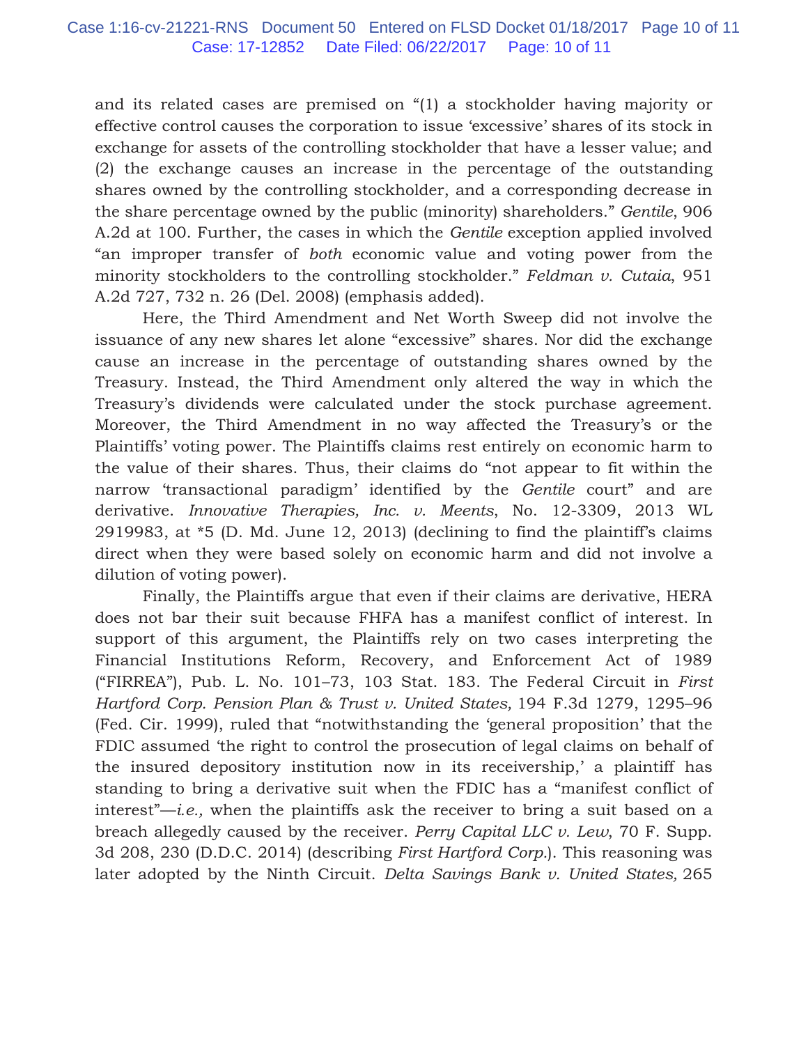and its related cases are premised on "(1) a stockholder having majority or effective control causes the corporation to issue 'excessive' shares of its stock in exchange for assets of the controlling stockholder that have a lesser value; and (2) the exchange causes an increase in the percentage of the outstanding shares owned by the controlling stockholder, and a corresponding decrease in the share percentage owned by the public (minority) shareholders." *Gentile*, 906 A.2d at 100. Further, the cases in which the *Gentile* exception applied involved "an improper transfer of *both* economic value and voting power from the minority stockholders to the controlling stockholder." *Feldman v. Cutaia*, 951 A.2d 727, 732 n. 26 (Del. 2008) (emphasis added).

Here, the Third Amendment and Net Worth Sweep did not involve the issuance of any new shares let alone "excessive" shares. Nor did the exchange cause an increase in the percentage of outstanding shares owned by the Treasury. Instead, the Third Amendment only altered the way in which the Treasury's dividends were calculated under the stock purchase agreement. Moreover, the Third Amendment in no way affected the Treasury's or the Plaintiffs' voting power. The Plaintiffs claims rest entirely on economic harm to the value of their shares. Thus, their claims do "not appear to fit within the narrow 'transactional paradigm' identified by the *Gentile* court" and are derivative. *Innovative Therapies, Inc. v. Meents*, No. 12-3309, 2013 WL 2919983, at *5 (D. Md. June 12, 2013) (declining to find the plaintiff's claims direct when they were based solely on economic harm and did not involve a dilution of voting power).

Finally, the Plaintiffs argue that even if their claims are derivative, HERA does not bar their suit because FHFA has a manifest conflict of interest. In support of this argument, the Plaintiffs rely on two cases interpreting the Financial Institutions Reform, Recovery, and Enforcement Act of 1989 ("FIRREA"), Pub. L. No. 101–73, 103 Stat. 183. The Federal Circuit in *First Hartford Corp. Pension Plan & Trust v. United States,* 194 F.3d 1279, 1295–96 (Fed. Cir. 1999), ruled that "notwithstanding the 'general proposition' that the FDIC assumed 'the right to control the prosecution of legal claims on behalf of the insured depository institution now in its receivership,' a plaintiff has standing to bring a derivative suit when the FDIC has a "manifest conflict of interest"—*i.e.,* when the plaintiffs ask the receiver to bring a suit based on a breach allegedly caused by the receiver. *Perry Capital LLC v. Lew*, 70 F. Supp. 3d 208, 230 (D.D.C. 2014) (describing *First Hartford Corp.*). This reasoning was later adopted by the Ninth Circuit. *Delta Savings Bank v. United States,* 265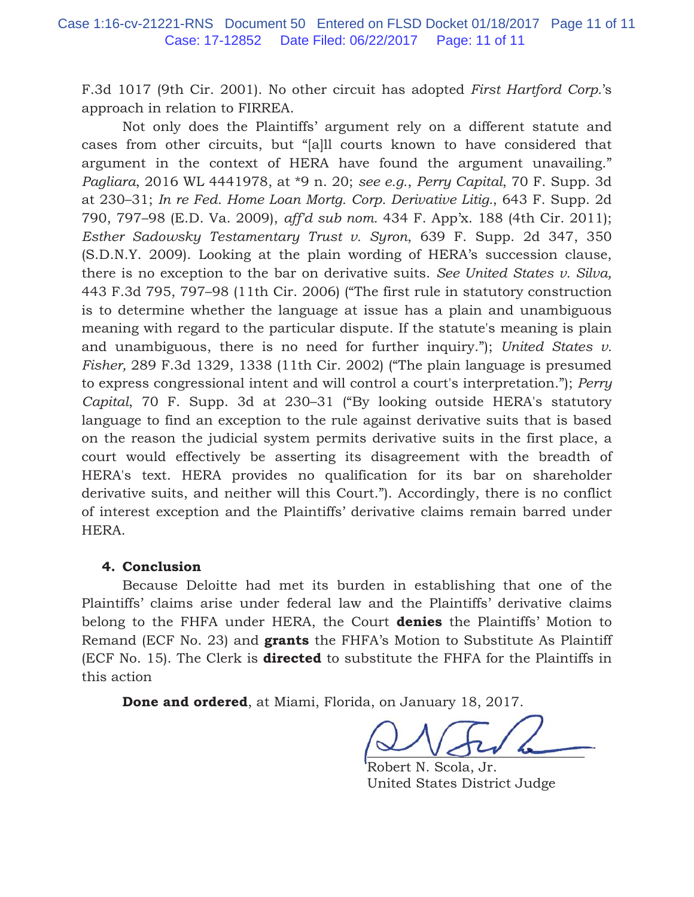F.3d 1017 (9th Cir. 2001). No other circuit has adopted *First Hartford Corp.*'s approach in relation to FIRREA.

Not only does the Plaintiffs' argument rely on a different statute and cases from other circuits, but "[a]ll courts known to have considered that argument in the context of HERA have found the argument unavailing." *Pagliara*, 2016 WL 4441978, at *9 n. 20; *see e.g.*, *Perry Capital*, 70 F. Supp. 3d at 230–31; *In re Fed. Home Loan Mortg. Corp. Derivative Litig.*, 643 F. Supp. 2d 790, 797–98 (E.D. Va. 2009), *aff'd sub nom.* 434 F. App'x. 188 (4th Cir. 2011); *Esther Sadowsky Testamentary Trust v. Syron*, 639 F. Supp. 2d 347, 350 (S.D.N.Y. 2009). Looking at the plain wording of HERA's succession clause, there is no exception to the bar on derivative suits. *See United States v. Silva,* 443 F.3d 795, 797–98 (11th Cir. 2006) ("The first rule in statutory construction is to determine whether the language at issue has a plain and unambiguous meaning with regard to the particular dispute. If the statute's meaning is plain and unambiguous, there is no need for further inquiry."); *United States v. Fisher,* 289 F.3d 1329, 1338 (11th Cir. 2002) ("The plain language is presumed to express congressional intent and will control a court's interpretation."); *Perry Capital*, 70 F. Supp. 3d at 230–31 ("By looking outside HERA's statutory language to find an exception to the rule against derivative suits that is based on the reason the judicial system permits derivative suits in the first place, a court would effectively be asserting its disagreement with the breadth of HERA's text. HERA provides no qualification for its bar on shareholder derivative suits, and neither will this Court."). Accordingly, there is no conflict of interest exception and the Plaintiffs' derivative claims remain barred under HERA.

### 4. Conclusion

Because Deloitte had met its burden in establishing that one of the Plaintiffs' claims arise under federal law and the Plaintiffs' derivative claims belong to the FHFA under HERA, the Court **denies** the Plaintiffs' Motion to Remand (ECF No. 23) and **grants** the FHFA's Motion to Substitute As Plaintiff (ECF No. 15). The Clerk is **directed** to substitute the FHFA for the Plaintiffs in this action

**Done and ordered**, at Miami, Florida, on January 18, 2017.

Robert N. Scola, Jr.
United States District Judge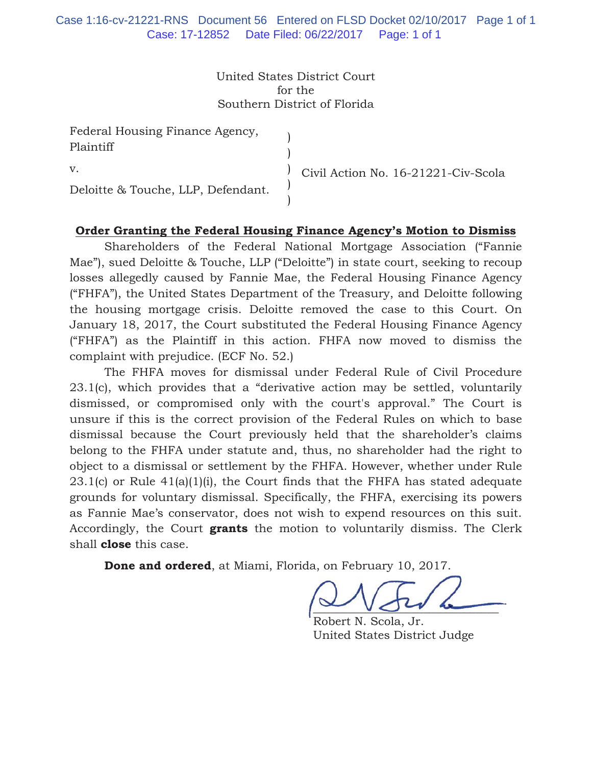United States District Court
for the
Southern District of Florida

| | | |
|---|---|---|
| Federal Housing Finance Agency, Plaintiff | ) | |
| | ) | |
| v. | ) | Civil Action No. 16-21221-Civ-Scola |
| | ) | |
| Deloitte & Touche, LLP, Defendant. | ) | |

**Order Granting the Federal Housing Finance Agency's Motion to Dismiss**

Shareholders of the Federal National Mortgage Association ("Fannie Mae"), sued Deloitte & Touche, LLP ("Deloitte") in state court, seeking to recoup losses allegedly caused by Fannie Mae, the Federal Housing Finance Agency ("FHFA"), the United States Department of the Treasury, and Deloitte following the housing mortgage crisis. Deloitte removed the case to this Court. On January 18, 2017, the Court substituted the Federal Housing Finance Agency ("FHFA") as the Plaintiff in this action. FHFA now moved to dismiss the complaint with prejudice. (ECF No. 52.)

The FHFA moves for dismissal under Federal Rule of Civil Procedure 23.1(c), which provides that a "derivative action may be settled, voluntarily dismissed, or compromised only with the court's approval." The Court is unsure if this is the correct provision of the Federal Rules on which to base dismissal because the Court previously held that the shareholder's claims belong to the FHFA under statute and, thus, no shareholder had the right to object to a dismissal or settlement by the FHFA. However, whether under Rule 23.1(c) or Rule 41(a)(1)(i), the Court finds that the FHFA has stated adequate grounds for voluntary dismissal. Specifically, the FHFA, exercising its powers as Fannie Mae's conservator, does not wish to expend resources on this suit. Accordingly, the Court **grants** the motion to voluntarily dismiss. The Clerk shall **close** this case.

**Done and ordered**, at Miami, Florida, on February 10, 2017.

Robert N. Scola, Jr.
United States District Judge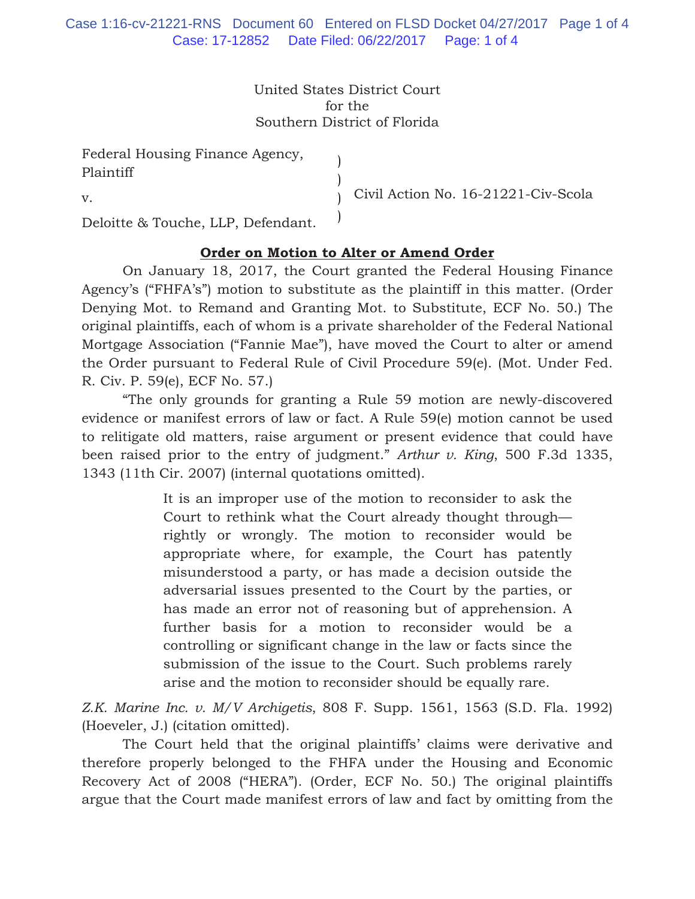United States District Court
for the
Southern District of Florida

| | | |
|---|---|---|
| Federal Housing Finance Agency, Plaintiff | ) | |
| v. | ) | Civil Action No. 16-21221-Civ-Scola |
| Deloitte & Touche, LLP, Defendant. | ) | |

## Order on Motion to Alter or Amend Order

On January 18, 2017, the Court granted the Federal Housing Finance Agency's ("FHFA's") motion to substitute as the plaintiff in this matter. (Order Denying Mot. to Remand and Granting Mot. to Substitute, ECF No. 50.) The original plaintiffs, each of whom is a private shareholder of the Federal National Mortgage Association ("Fannie Mae"), have moved the Court to alter or amend the Order pursuant to Federal Rule of Civil Procedure 59(e). (Mot. Under Fed. R. Civ. P. 59(e), ECF No. 57.)

"The only grounds for granting a Rule 59 motion are newly-discovered evidence or manifest errors of law or fact. A Rule 59(e) motion cannot be used to relitigate old matters, raise argument or present evidence that could have been raised prior to the entry of judgment." *Arthur v. King*, 500 F.3d 1335, 1343 (11th Cir. 2007) (internal quotations omitted).

> It is an improper use of the motion to reconsider to ask the Court to rethink what the Court already thought through—rightly or wrongly. The motion to reconsider would be appropriate where, for example, the Court has patently misunderstood a party, or has made a decision outside the adversarial issues presented to the Court by the parties, or has made an error not of reasoning but of apprehension. A further basis for a motion to reconsider would be a controlling or significant change in the law or facts since the submission of the issue to the Court. Such problems rarely arise and the motion to reconsider should be equally rare.

*Z.K. Marine Inc. v. M/V Archigetis*, 808 F. Supp. 1561, 1563 (S.D. Fla. 1992) (Hoeveler, J.) (citation omitted).

The Court held that the original plaintiffs' claims were derivative and therefore properly belonged to the FHFA under the Housing and Economic Recovery Act of 2008 ("HERA"). (Order, ECF No. 50.) The original plaintiffs argue that the Court made manifest errors of law and fact by omitting from the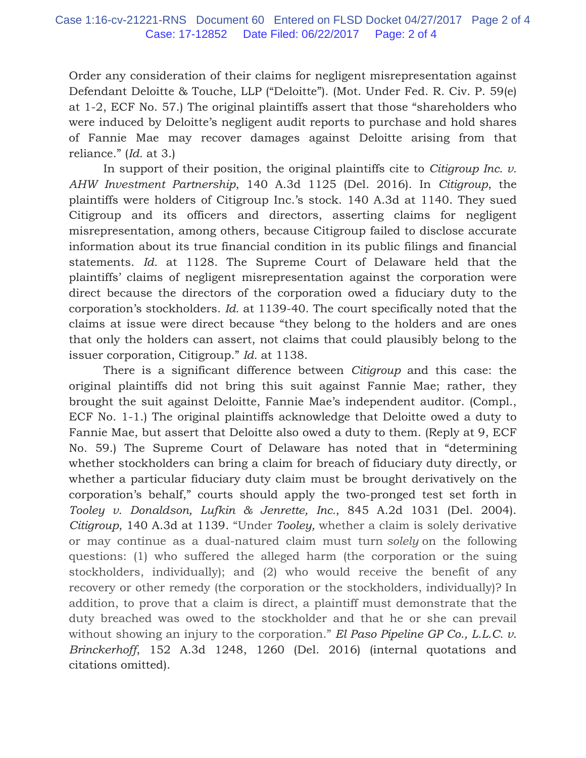Order any consideration of their claims for negligent misrepresentation against Defendant Deloitte & Touche, LLP ("Deloitte"). (Mot. Under Fed. R. Civ. P. 59(e) at 1-2, ECF No. 57.) The original plaintiffs assert that those "shareholders who were induced by Deloitte's negligent audit reports to purchase and hold shares of Fannie Mae may recover damages against Deloitte arising from that reliance." (*Id.* at 3.)

In support of their position, the original plaintiffs cite to *Citigroup Inc. v. AHW Investment Partnership*, 140 A.3d 1125 (Del. 2016). In *Citigroup*, the plaintiffs were holders of Citigroup Inc.'s stock. 140 A.3d at 1140. They sued Citigroup and its officers and directors, asserting claims for negligent misrepresentation, among others, because Citigroup failed to disclose accurate information about its true financial condition in its public filings and financial statements. *Id.* at 1128. The Supreme Court of Delaware held that the plaintiffs' claims of negligent misrepresentation against the corporation were direct because the directors of the corporation owed a fiduciary duty to the corporation's stockholders. *Id.* at 1139-40. The court specifically noted that the claims at issue were direct because "they belong to the holders and are ones that only the holders can assert, not claims that could plausibly belong to the issuer corporation, Citigroup." *Id.* at 1138.

There is a significant difference between *Citigroup* and this case: the original plaintiffs did not bring this suit against Fannie Mae; rather, they brought the suit against Deloitte, Fannie Mae's independent auditor. (Compl., ECF No. 1-1.) The original plaintiffs acknowledge that Deloitte owed a duty to Fannie Mae, but assert that Deloitte also owed a duty to them. (Reply at 9, ECF No. 59.) The Supreme Court of Delaware has noted that in "determining whether stockholders can bring a claim for breach of fiduciary duty directly, or whether a particular fiduciary duty claim must be brought derivatively on the corporation's behalf," courts should apply the two-pronged test set forth in *Tooley v. Donaldson, Lufkin & Jenrette, Inc.*, 845 A.2d 1031 (Del. 2004). *Citigroup*, 140 A.3d at 1139. "Under *Tooley,* whether a claim is solely derivative or may continue as a dual-natured claim must turn *solely* on the following questions: (1) who suffered the alleged harm (the corporation or the suing stockholders, individually); and (2) who would receive the benefit of any recovery or other remedy (the corporation or the stockholders, individually)? In addition, to prove that a claim is direct, a plaintiff must demonstrate that the duty breached was owed to the stockholder and that he or she can prevail without showing an injury to the corporation." *El Paso Pipeline GP Co., L.L.C. v. Brinckerhoff*, 152 A.3d 1248, 1260 (Del. 2016) (internal quotations and citations omitted).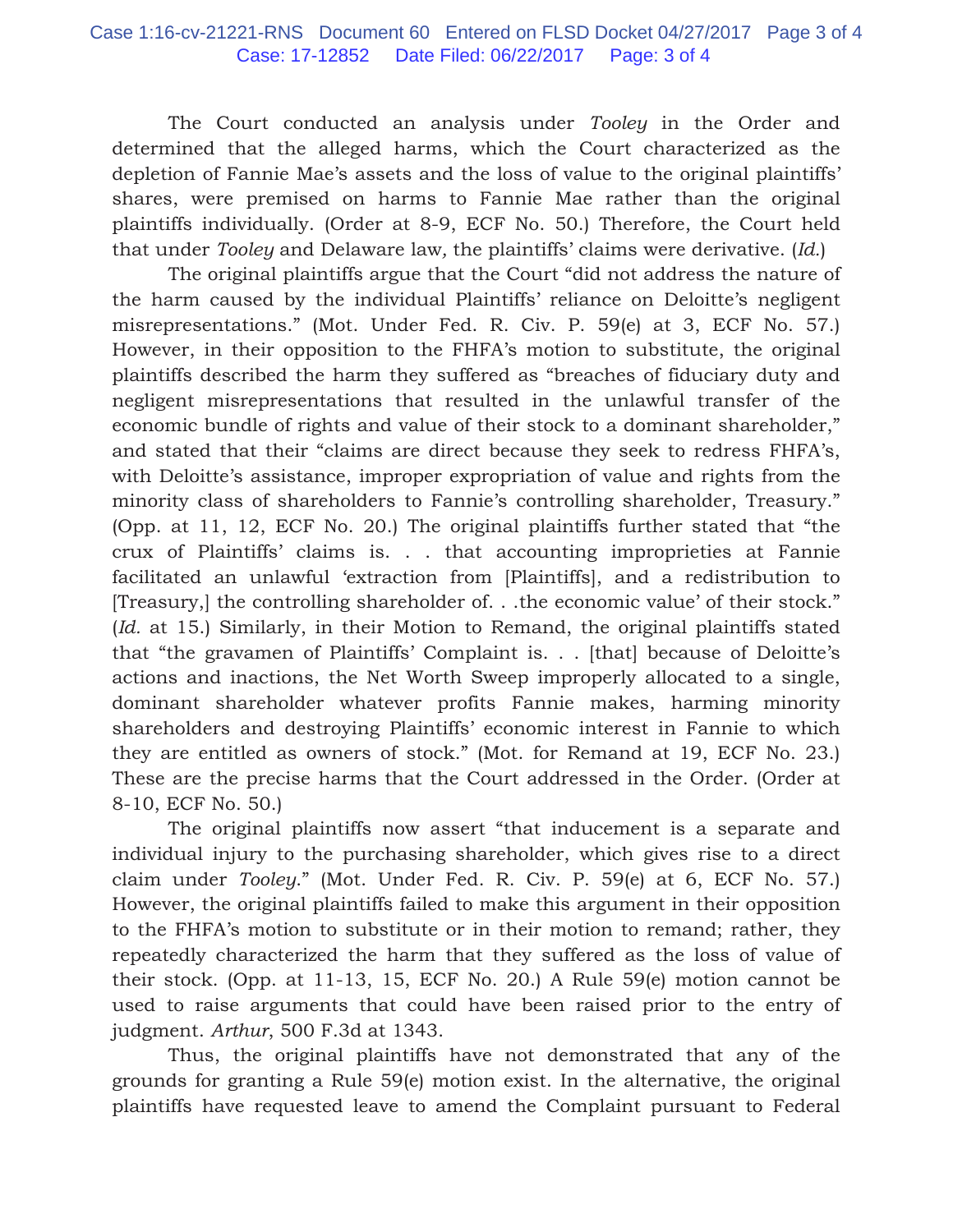The Court conducted an analysis under *Tooley* in the Order and determined that the alleged harms, which the Court characterized as the depletion of Fannie Mae's assets and the loss of value to the original plaintiffs' shares, were premised on harms to Fannie Mae rather than the original plaintiffs individually. (Order at 8-9, ECF No. 50.) Therefore, the Court held that under *Tooley* and Delaware law*,* the plaintiffs' claims were derivative. (*Id.*)

The original plaintiffs argue that the Court "did not address the nature of the harm caused by the individual Plaintiffs' reliance on Deloitte's negligent misrepresentations." (Mot. Under Fed. R. Civ. P. 59(e) at 3, ECF No. 57.) However, in their opposition to the FHFA's motion to substitute, the original plaintiffs described the harm they suffered as "breaches of fiduciary duty and negligent misrepresentations that resulted in the unlawful transfer of the economic bundle of rights and value of their stock to a dominant shareholder," and stated that their "claims are direct because they seek to redress FHFA's, with Deloitte's assistance, improper expropriation of value and rights from the minority class of shareholders to Fannie's controlling shareholder, Treasury." (Opp. at 11, 12, ECF No. 20.) The original plaintiffs further stated that "the crux of Plaintiffs' claims is. . . that accounting improprieties at Fannie facilitated an unlawful 'extraction from [Plaintiffs], and a redistribution to [Treasury,] the controlling shareholder of. . .the economic value' of their stock." (*Id.* at 15.) Similarly, in their Motion to Remand, the original plaintiffs stated that "the gravamen of Plaintiffs' Complaint is. . . [that] because of Deloitte's actions and inactions, the Net Worth Sweep improperly allocated to a single, dominant shareholder whatever profits Fannie makes, harming minority shareholders and destroying Plaintiffs' economic interest in Fannie to which they are entitled as owners of stock." (Mot. for Remand at 19, ECF No. 23.) These are the precise harms that the Court addressed in the Order. (Order at 8-10, ECF No. 50.)

The original plaintiffs now assert "that inducement is a separate and individual injury to the purchasing shareholder, which gives rise to a direct claim under *Tooley*." (Mot. Under Fed. R. Civ. P. 59(e) at 6, ECF No. 57.) However, the original plaintiffs failed to make this argument in their opposition to the FHFA's motion to substitute or in their motion to remand; rather, they repeatedly characterized the harm that they suffered as the loss of value of their stock. (Opp. at 11-13, 15, ECF No. 20.) A Rule 59(e) motion cannot be used to raise arguments that could have been raised prior to the entry of judgment. *Arthur*, 500 F.3d at 1343.

Thus, the original plaintiffs have not demonstrated that any of the grounds for granting a Rule 59(e) motion exist. In the alternative, the original plaintiffs have requested leave to amend the Complaint pursuant to Federal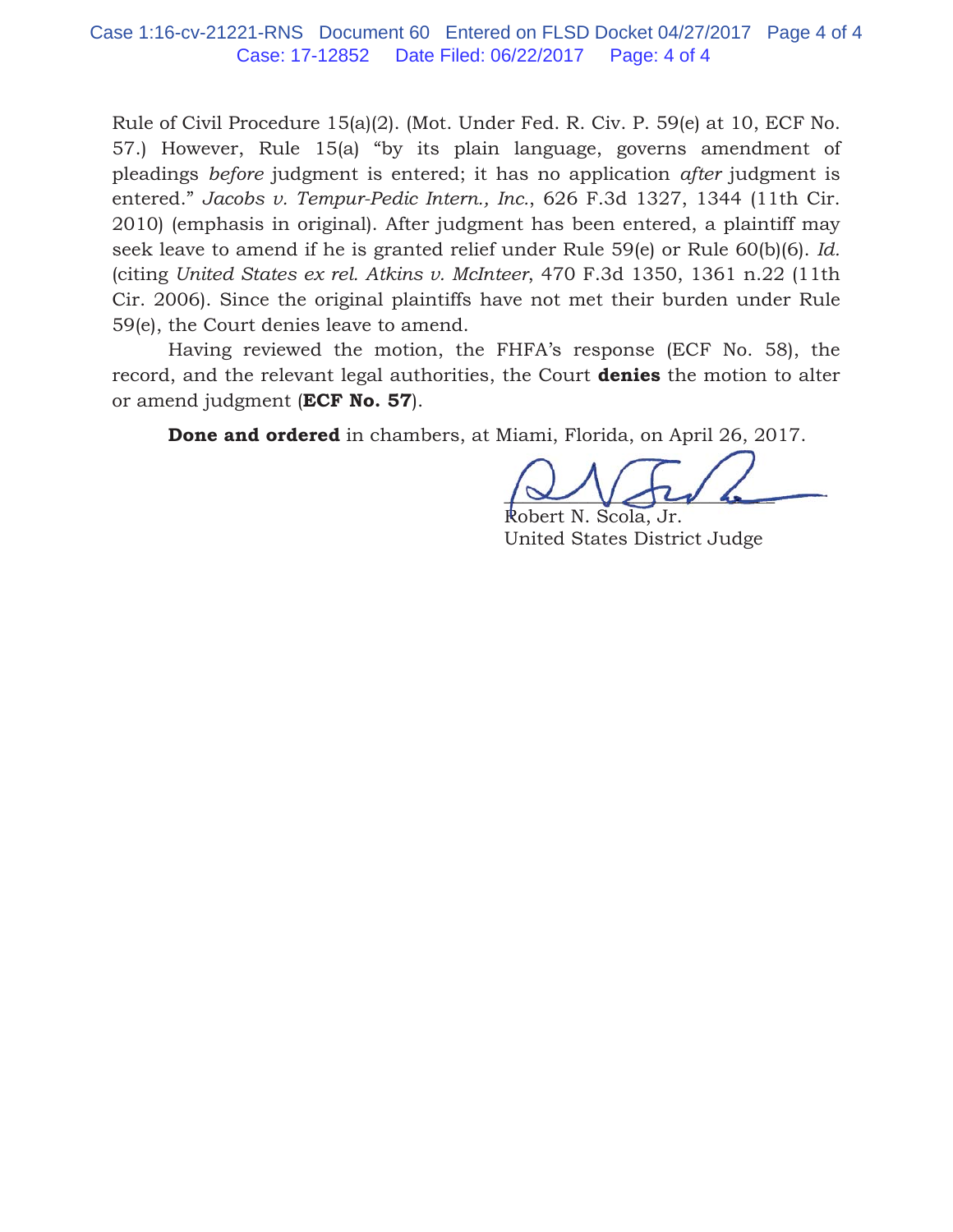Rule of Civil Procedure 15(a)(2). (Mot. Under Fed. R. Civ. P. 59(e) at 10, ECF No. 57.) However, Rule 15(a) "by its plain language, governs amendment of pleadings *before* judgment is entered; it has no application *after* judgment is entered." *Jacobs v. Tempur-Pedic Intern., Inc.*, 626 F.3d 1327, 1344 (11th Cir. 2010) (emphasis in original). After judgment has been entered, a plaintiff may seek leave to amend if he is granted relief under Rule 59(e) or Rule 60(b)(6). *Id.* (citing *United States ex rel. Atkins v. McInteer*, 470 F.3d 1350, 1361 n.22 (11th Cir. 2006). Since the original plaintiffs have not met their burden under Rule 59(e), the Court denies leave to amend.

Having reviewed the motion, the FHFA's response (ECF No. 58), the record, and the relevant legal authorities, the Court **denies** the motion to alter or amend judgment (**ECF No. 57**).

**Done and ordered** in chambers, at Miami, Florida, on April 26, 2017.

Robert N. Scola, Jr.
United States District Judge